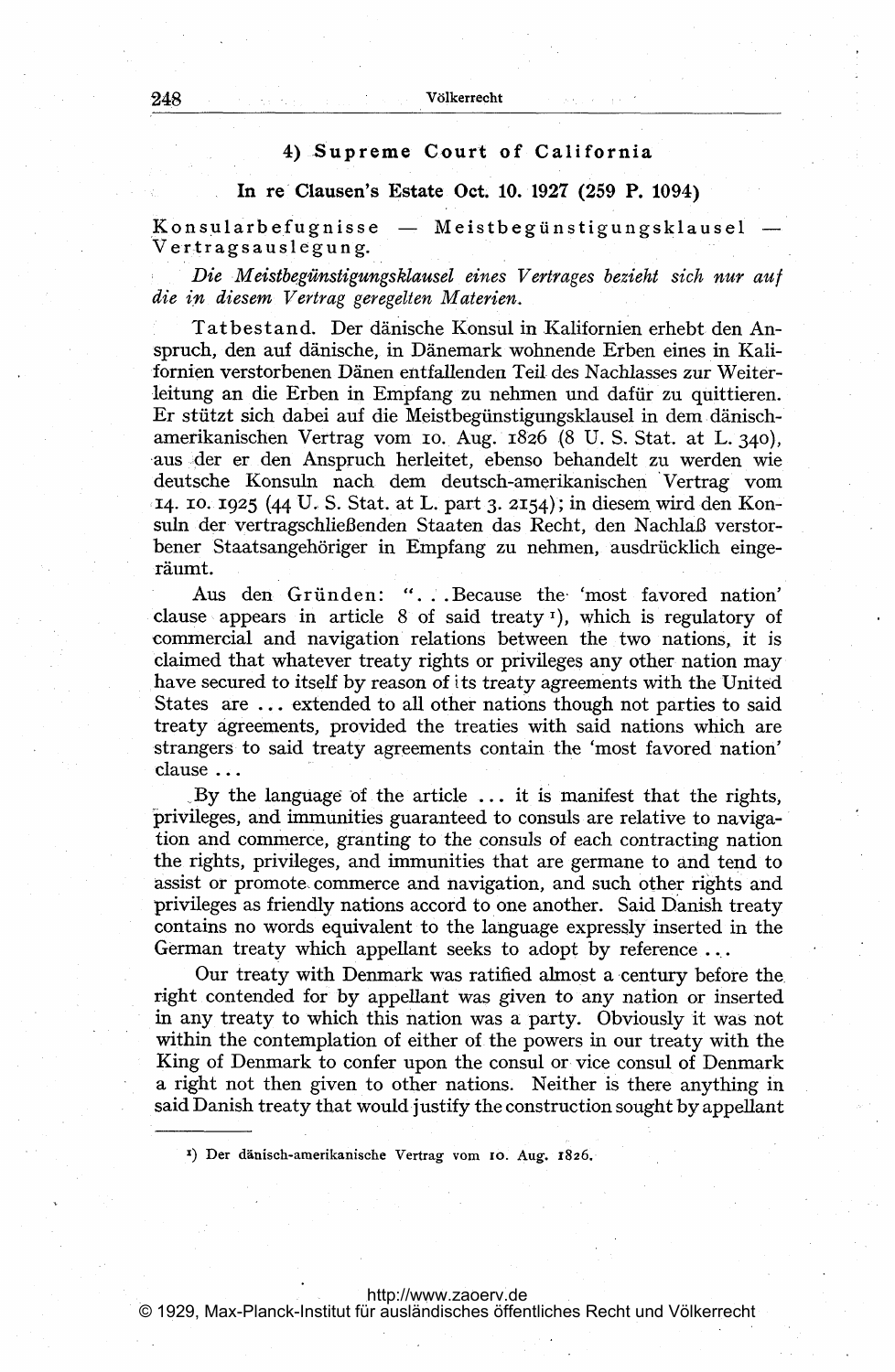### 4) Supreme Court of California

#### In re Clausen's Estate Oct. 10. 1927 (259 P. 1094)

Konsularbefugnisse — Meistbegünstigungsklausel — Vertragsauslegung.

*Die Meistbegünstigungsklausel eines Vertrages bezieht sich nur auf die in diesem Vertrag geregelten Materien.*

Tatbestand. Der dänische Konsul in Kalifornien erhebt den Anspruch, den auf dänische, in Dänemark wohnende Erben eines in Kalifornien verstorbenen Dänen entfallenden Teil des Nachlasses zur Weiterleitung an die Erben in Empfang zu nehmen und dafür zu quittieren. Er stützt sich dabei auf die Meistbegünstigungsklausel in dem dänisch-amerikanischen Vertrag vom 10. Aug. 1826 (8 U. S. Stat. at L. 340), aus der er den Anspruch herleitet, ebenso behandelt zu werden wie deutsche Konsuln nach dem deutsch-amerikanischen Vertrag vom 14. 10. 1925 (44 U. S. Stat. at L. part 3. 2154); in diesem wird den Konsuln der vertragschließenden Staaten das Recht, den Nachlaß verstorbener Staatsangehöriger in Empfang zu nehmen, ausdrücklich eingeräumt.

Aus den Gründen: "... Because the 'most favored nation' clause appears in article 8 of said treaty[1]), which is regulatory of commercial and navigation relations between the two nations, it is claimed that whatever treaty rights or privileges any other nation may have secured to itself by reason of its treaty agreements with the United States are ... extended to all other nations though not parties to said treaty agreements, provided the treaties with said nations which are strangers to said treaty agreements contain the 'most favored nation' clause ...

By the language of the article ... it is manifest that the rights, privileges, and immunities guaranteed to consuls are relative to navigation and commerce, granting to the consuls of each contracting nation the rights, privileges, and immunities that are germane to and tend to assist or promote commerce and navigation, and such other rights and privileges as friendly nations accord to one another. Said Danish treaty contains no words equivalent to the language expressly inserted in the German treaty which appellant seeks to adopt by reference ...

Our treaty with Denmark was ratified almost a century before the right contended for by appellant was given to any nation or inserted in any treaty to which this nation was a party. Obviously it was not within the contemplation of either of the powers in our treaty with the King of Denmark to confer upon the consul or vice consul of Denmark a right not then given to other nations. Neither is there anything in said Danish treaty that would justify the construction sought by appellant

[1]) Der dänisch-amerikanische Vertrag vom 10. Aug. 1826.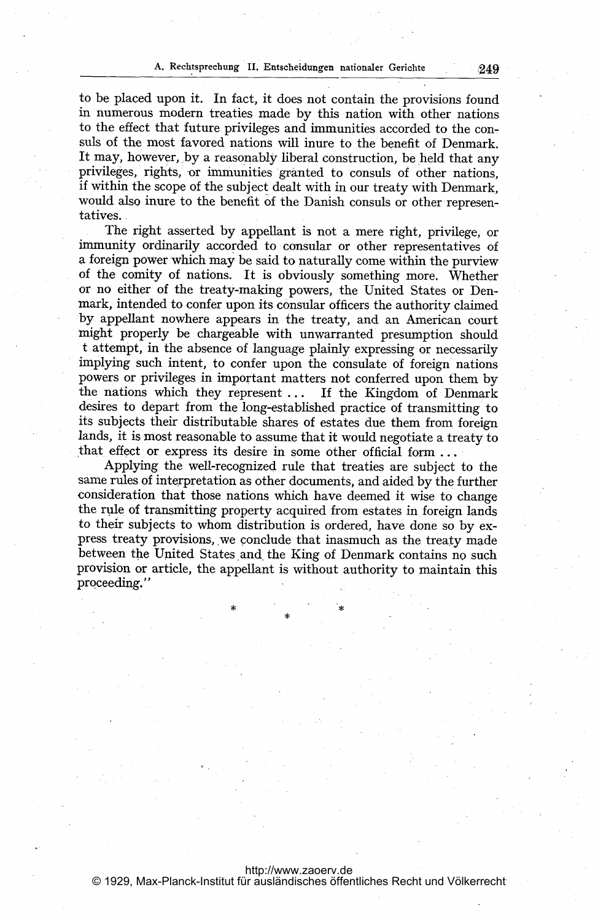to be placed upon it. In fact, it does not contain the provisions found in numerous modern treaties made by this nation with other nations to the effect that future privileges and immunities accorded to the consuls of the most favored nations will inure to the benefit of Denmark. It may, however, by a reasonably liberal construction, be held that any privileges, rights, or immunities granted to consuls of other nations, if within the scope of the subject dealt with in our treaty with Denmark, would also inure to the benefit of the Danish consuls or other representatives.

The right asserted by appellant is not a mere right, privilege, or immunity ordinarily accorded to consular or other representatives of a foreign power which may be said to naturally come within the purview of the comity of nations. It is obviously something more. Whether or no either of the treaty-making powers, the United States or Denmark, intended to confer upon its consular officers the authority claimed by appellant nowhere appears in the treaty, and an American court might properly be chargeable with unwarranted presumption should it attempt, in the absence of language plainly expressing or necessarily implying such intent, to confer upon the consulate of foreign nations powers or privileges in important matters not conferred upon them by the nations which they represent ... If the Kingdom of Denmark desires to depart from the long-established practice of transmitting to its subjects their distributable shares of estates due them from foreign lands, it is most reasonable to assume that it would negotiate a treaty to that effect or express its desire in some other official form ...

Applying the well-recognized rule that treaties are subject to the same rules of interpretation as other documents, and aided by the further consideration that those nations which have deemed it wise to change the rule of transmitting property acquired from estates in foreign lands to their subjects to whom distribution is ordered, have done so by express treaty provisions, we conclude that inasmuch as the treaty made between the United States and the King of Denmark contains no such provision or article, the appellant is without authority to maintain this proceeding."

\* \* \*